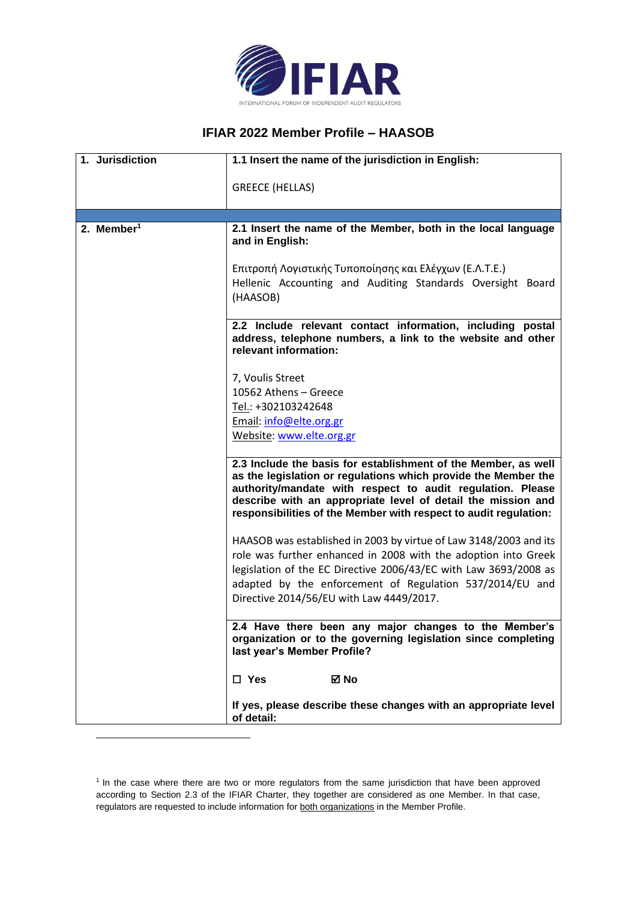# IFIAR 2022 Member Profile – HAASOB

| 1. Jurisdiction | **1.1 Insert the name of the jurisdiction in English:**<br><br>GREECE (HELLAS) |
|---|---|
| | |
| **2. Member**[1] | **2.1 Insert the name of the Member, both in the local language and in English:**<br><br>Επιτροπή Λογιστικής Τυποποίησης και Ελέγχων (Ε.Λ.Τ.Ε.)<br>Hellenic Accounting and Auditing Standards Oversight Board (HAASOB) |
| | **2.2 Include relevant contact information, including postal address, telephone numbers, a link to the website and other relevant information:**<br><br>7, Voulis Street<br>10562 Athens – Greece<br>Tel.: +302103242648<br>Email: info@elte.org.gr<br>Website: www.elte.org.gr |
| | **2.3 Include the basis for establishment of the Member, as well as the legislation or regulations which provide the Member the authority/mandate with respect to audit regulation. Please describe with an appropriate level of detail the mission and responsibilities of the Member with respect to audit regulation:**<br><br>HAASOB was established in 2003 by virtue of Law 3148/2003 and its role was further enhanced in 2008 with the adoption into Greek legislation of the EC Directive 2006/43/EC with Law 3693/2008 as adapted by the enforcement of Regulation 537/2014/EU and Directive 2014/56/EU with Law 4449/2017. |
| | **2.4 Have there been any major changes to the Member's organization or to the governing legislation since completing last year's Member Profile?**<br><br>☐ **Yes** ☑ **No**<br><br>**If yes, please describe these changes with an appropriate level of detail:** |

[1] In the case where there are two or more regulators from the same jurisdiction that have been approved according to Section 2.3 of the IFIAR Charter, they together are considered as one Member. In that case, regulators are requested to include information for both organizations in the Member Profile.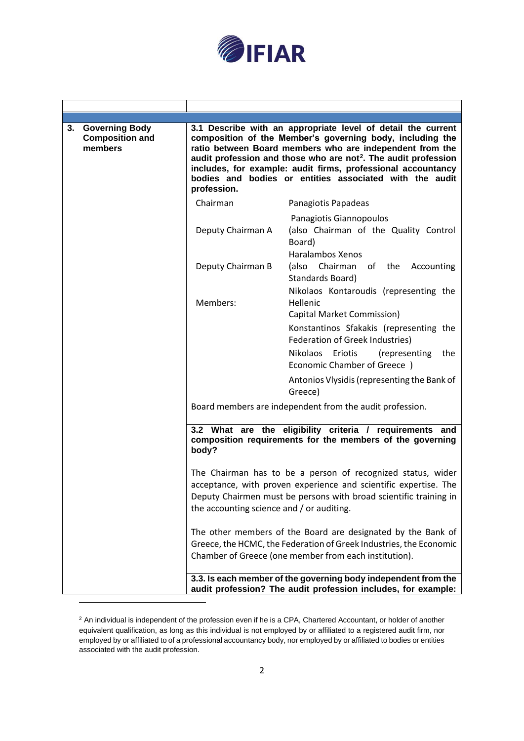| | |
|---|---|
| | |
| **3. Governing Body Composition and members** | **3.1 Describe with an appropriate level of detail the current composition of the Member's governing body, including the ratio between Board members who are independent from the audit profession and those who are not[2]. The audit profession includes, for example: audit firms, professional accountancy bodies and bodies or entities associated with the audit profession.** |
| | Chairman: Panagiotis Papadeas |
| | Deputy Chairman A: Panagiotis Giannopoulos (also Chairman of the Quality Control Board) |
| | Deputy Chairman B: Haralambos Xenos (also Chairman of the Accounting Standards Board) |
| | Members: Nikolaos Kontaroudis (representing the Hellenic Capital Market Commission) |
| | Konstantinos Sfakakis (representing the Federation of Greek Industries) |
| | Nikolaos Eriotis (representing the Economic Chamber of Greece ) |
| | Antonios Vlysidis (representing the Bank of Greece) |
| | Board members are independent from the audit profession. |
| | **3.2 What are the eligibility criteria / requirements and composition requirements for the members of the governing body?** |
| | The Chairman has to be a person of recognized status, wider acceptance, with proven experience and scientific expertise. The Deputy Chairmen must be persons with broad scientific training in the accounting science and / or auditing. |
| | The other members of the Board are designated by the Bank of Greece, the HCMC, the Federation of Greek Industries, the Economic Chamber of Greece (one member from each institution). |
| | **3.3. Is each member of the governing body independent from the audit profession? The audit profession includes, for example:** |

[2] An individual is independent of the profession even if he is a CPA, Chartered Accountant, or holder of another equivalent qualification, as long as this individual is not employed by or affiliated to a registered audit firm, nor employed by or affiliated to of a professional accountancy body, nor employed by or affiliated to bodies or entities associated with the audit profession.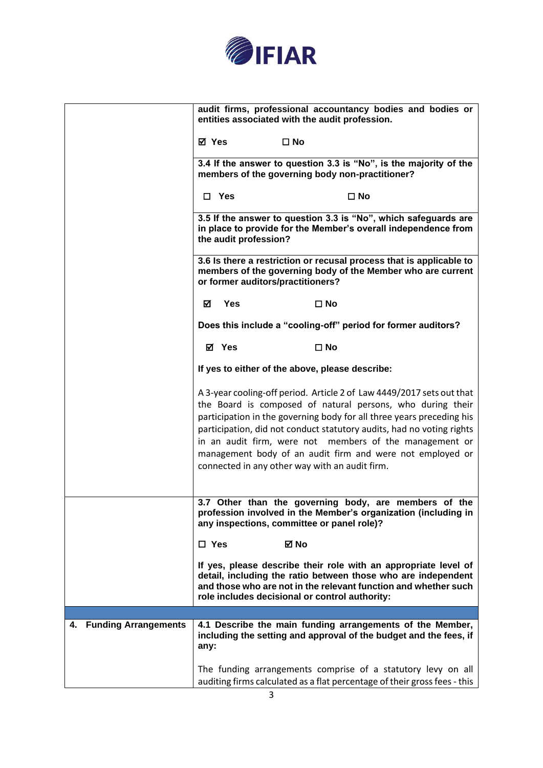| | |
|---|---|
| | **audit firms, professional accountancy bodies and bodies or entities associated with the audit profession.**<br><br>**☑ Yes ☐ No** |
| | **3.4 If the answer to question 3.3 is "No", is the majority of the members of the governing body non-practitioner?**<br><br>**☐ Yes ☐ No** |
| | **3.5 If the answer to question 3.3 is "No", which safeguards are in place to provide for the Member's overall independence from the audit profession?** |
| | **3.6 Is there a restriction or recusal process that is applicable to members of the governing body of the Member who are current or former auditors/practitioners?**<br><br>**☑ Yes ☐ No**<br><br>**Does this include a "cooling-off" period for former auditors?**<br><br>**☑ Yes ☐ No**<br><br>**If yes to either of the above, please describe:**<br><br>A 3-year cooling-off period. Article 2 of Law 4449/2017 sets out that the Board is composed of natural persons, who during their participation in the governing body for all three years preceding his participation, did not conduct statutory audits, had no voting rights in an audit firm, were not members of the management or management body of an audit firm and were not employed or connected in any other way with an audit firm. |
| | **3.7 Other than the governing body, are members of the profession involved in the Member's organization (including in any inspections, committee or panel role)?**<br><br>**☐ Yes ☑ No**<br><br>**If yes, please describe their role with an appropriate level of detail, including the ratio between those who are independent and those who are not in the relevant function and whether such role includes decisional or control authority:** |
| | |
| **4. Funding Arrangements** | **4.1 Describe the main funding arrangements of the Member, including the setting and approval of the budget and the fees, if any:**<br><br>The funding arrangements comprise of a statutory levy on all auditing firms calculated as a flat percentage of their gross fees - this |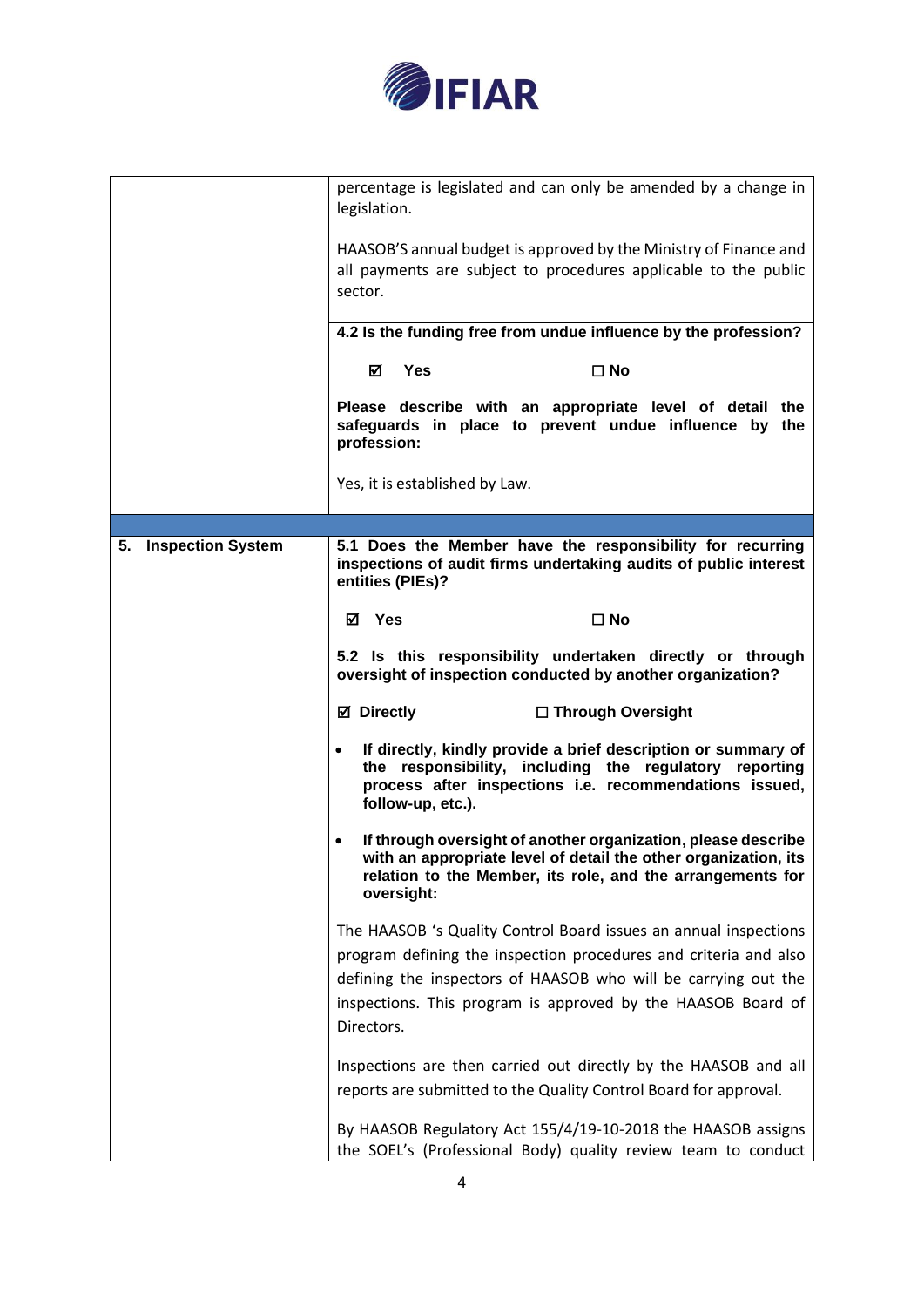| | |
|---|---|
| | percentage is legislated and can only be amended by a change in legislation.<br><br>HAASOB'S annual budget is approved by the Ministry of Finance and all payments are subject to procedures applicable to the public sector. |
| | **4.2 Is the funding free from undue influence by the profession?**<br><br>☑ **Yes** ☐ **No**<br><br>**Please describe with an appropriate level of detail the safeguards in place to prevent undue influence by the profession:**<br><br>Yes, it is established by Law. |
| | |
| **5. Inspection System** | **5.1 Does the Member have the responsibility for recurring inspections of audit firms undertaking audits of public interest entities (PIEs)?**<br><br>☑ **Yes** ☐ **No** |
| | **5.2 Is this responsibility undertaken directly or through oversight of inspection conducted by another organization?**<br><br>☑ **Directly** ☐ **Through Oversight**<br><br>• **If directly, kindly provide a brief description or summary of the responsibility, including the regulatory reporting process after inspections i.e. recommendations issued, follow-up, etc.).**<br><br>• **If through oversight of another organization, please describe with an appropriate level of detail the other organization, its relation to the Member, its role, and the arrangements for oversight:**<br><br>The HAASOB 's Quality Control Board issues an annual inspections program defining the inspection procedures and criteria and also defining the inspectors of HAASOB who will be carrying out the inspections. This program is approved by the HAASOB Board of Directors.<br><br>Inspections are then carried out directly by the HAASOB and all reports are submitted to the Quality Control Board for approval.<br><br>By HAASOB Regulatory Act 155/4/19-10-2018 the HAASOB assigns the SOEL's (Professional Body) quality review team to conduct |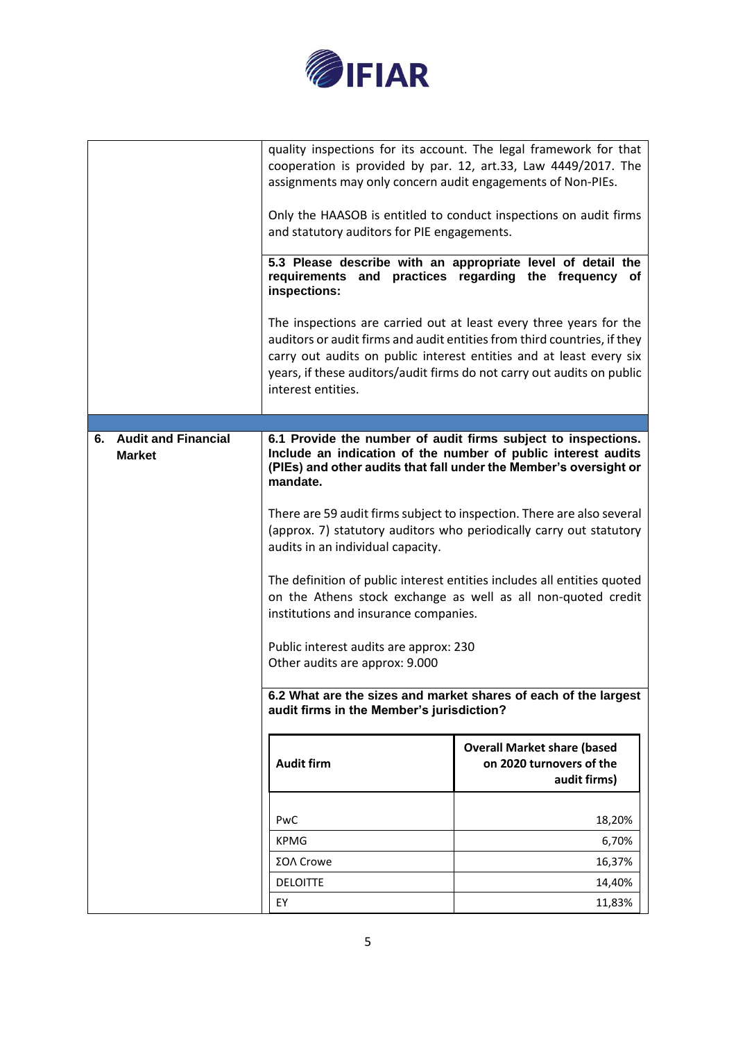quality inspections for its account. The legal framework for that cooperation is provided by par. 12, art.33, Law 4449/2017. The assignments may only concern audit engagements of Non-PIEs.

Only the HAASOB is entitled to conduct inspections on audit firms and statutory auditors for PIE engagements.

**5.3 Please describe with an appropriate level of detail the requirements and practices regarding the frequency of inspections:**

The inspections are carried out at least every three years for the auditors or audit firms and audit entities from third countries, if they carry out audits on public interest entities and at least every six years, if these auditors/audit firms do not carry out audits on public interest entities.

## 6. Audit and Financial Market

**6.1 Provide the number of audit firms subject to inspections. Include an indication of the number of public interest audits (PIEs) and other audits that fall under the Member's oversight or mandate.**

There are 59 audit firms subject to inspection. There are also several (approx. 7) statutory auditors who periodically carry out statutory audits in an individual capacity.

The definition of public interest entities includes all entities quoted on the Athens stock exchange as well as all non-quoted credit institutions and insurance companies.

Public interest audits are approx: 230
Other audits are approx: 9.000

**6.2 What are the sizes and market shares of each of the largest audit firms in the Member's jurisdiction?**

| Audit firm | Overall Market share (based on 2020 turnovers of the audit firms) |
|---|---|
| PwC | 18,20% |
| KPMG | 6,70% |
| ΣΟΛ Crowe | 16,37% |
| DELOITTE | 14,40% |
| EY | 11,83% |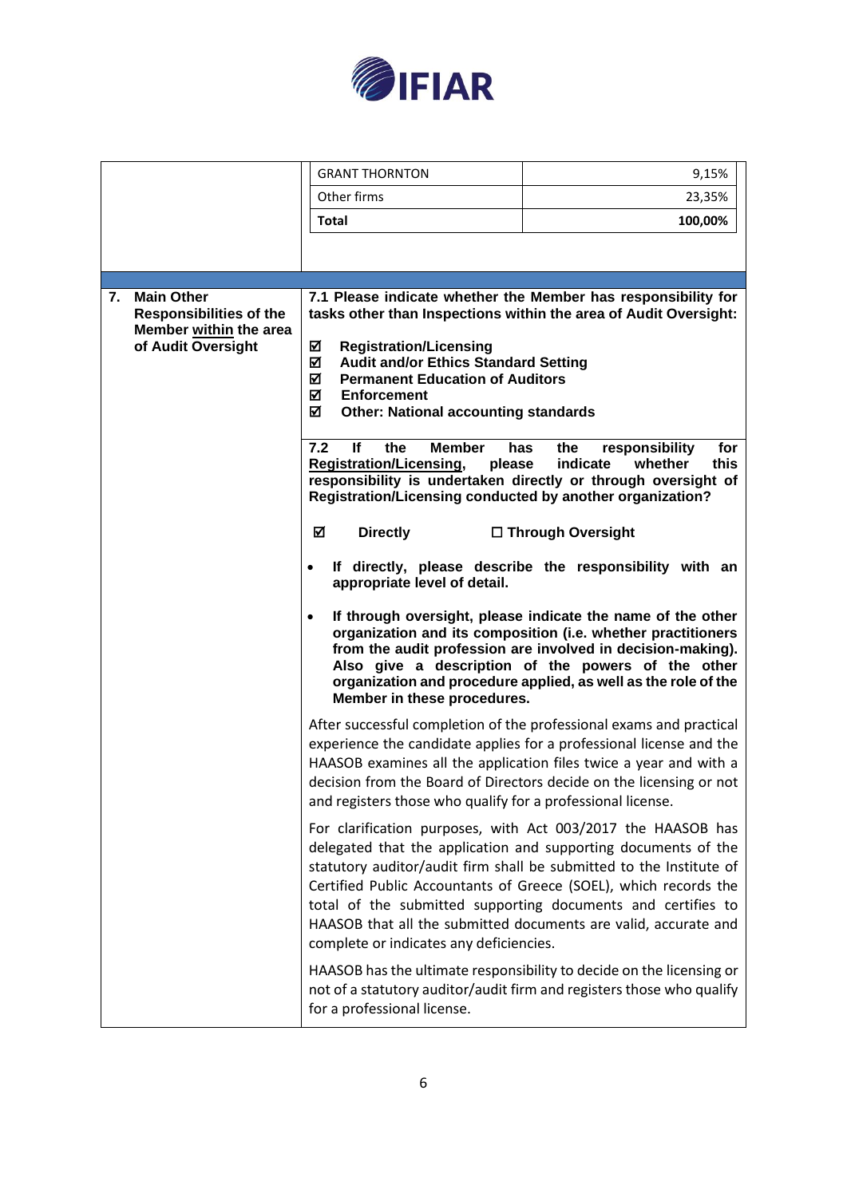| | | |
|---|---|---|
| | GRANT THORNTON | 9,15% |
| | Other firms | 23,35% |
| | **Total** | **100,00%** |

| | |
|---|---|
| **7. Main Other Responsibilities of the Member within the area of Audit Oversight** | **7.1 Please indicate whether the Member has responsibility for tasks other than Inspections within the area of Audit Oversight:**<br><br>☑ **Registration/Licensing**<br>☑ **Audit and/or Ethics Standard Setting**<br>☑ **Permanent Education of Auditors**<br>☑ **Enforcement**<br>☑ **Other: National accounting standards** |
| | **7.2 If the Member has the responsibility for Registration/Licensing, please indicate whether this responsibility is undertaken directly or through oversight of Registration/Licensing conducted by another organization?**<br><br>☑ **Directly** ☐ **Through Oversight**<br><br>• **If directly, please describe the responsibility with an appropriate level of detail.**<br><br>• **If through oversight, please indicate the name of the other organization and its composition (i.e. whether practitioners from the audit profession are involved in decision-making). Also give a description of the powers of the other organization and procedure applied, as well as the role of the Member in these procedures.**<br><br>After successful completion of the professional exams and practical experience the candidate applies for a professional license and the HAASOB examines all the application files twice a year and with a decision from the Board of Directors decide on the licensing or not and registers those who qualify for a professional license.<br><br>For clarification purposes, with Act 003/2017 the HAASOB has delegated that the application and supporting documents of the statutory auditor/audit firm shall be submitted to the Institute of Certified Public Accountants of Greece (SOEL), which records the total of the submitted supporting documents and certifies to HAASOB that all the submitted documents are valid, accurate and complete or indicates any deficiencies.<br><br>HAASOB has the ultimate responsibility to decide on the licensing or not of a statutory auditor/audit firm and registers those who qualify for a professional license. |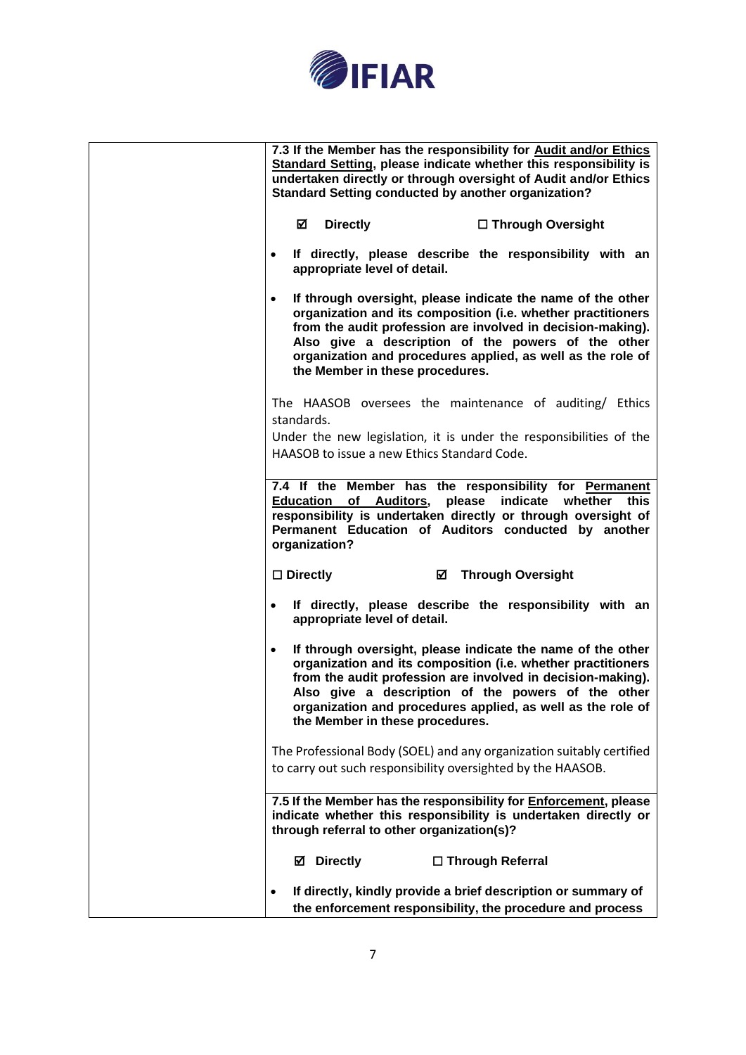| | |
|---|---|
| | **7.3 If the Member has the responsibility for <u>Audit and/or Ethics Standard Setting</u>, please indicate whether this responsibility is undertaken directly or through oversight of Audit and/or Ethics Standard Setting conducted by another organization?**<br><br>☑ **Directly** ☐ **Through Oversight**<br><br>• **If directly, please describe the responsibility with an appropriate level of detail.**<br><br>• **If through oversight, please indicate the name of the other organization and its composition (i.e. whether practitioners from the audit profession are involved in decision-making). Also give a description of the powers of the other organization and procedures applied, as well as the role of the Member in these procedures.**<br><br>The HAASOB oversees the maintenance of auditing/ Ethics standards.<br>Under the new legislation, it is under the responsibilities of the HAASOB to issue a new Ethics Standard Code. |
| | **7.4 If the Member has the responsibility for <u>Permanent Education of Auditors</u>, please indicate whether this responsibility is undertaken directly or through oversight of Permanent Education of Auditors conducted by another organization?**<br><br>☐ **Directly** ☑ **Through Oversight**<br><br>• **If directly, please describe the responsibility with an appropriate level of detail.**<br><br>• **If through oversight, please indicate the name of the other organization and its composition (i.e. whether practitioners from the audit profession are involved in decision-making). Also give a description of the powers of the other organization and procedures applied, as well as the role of the Member in these procedures.**<br><br>The Professional Body (SOEL) and any organization suitably certified to carry out such responsibility oversighted by the HAASOB. |
| | **7.5 If the Member has the responsibility for <u>Enforcement</u>, please indicate whether this responsibility is undertaken directly or through referral to other organization(s)?**<br><br>☑ **Directly** ☐ **Through Referral**<br><br>• **If directly, kindly provide a brief description or summary of the enforcement responsibility, the procedure and process** |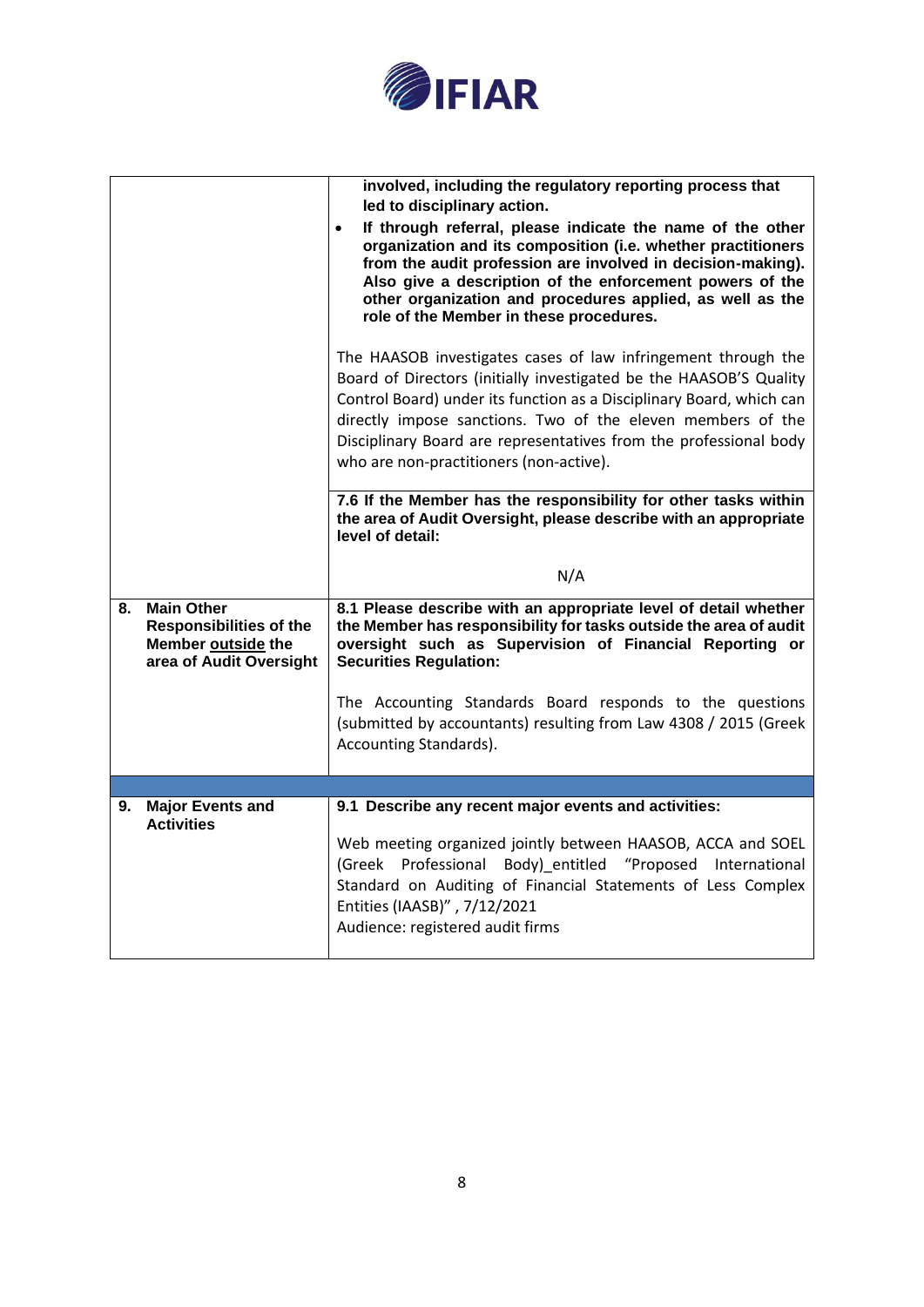| | |
|---|---|
| | **involved, including the regulatory reporting process that led to disciplinary action.**<br>• **If through referral, please indicate the name of the other organization and its composition (i.e. whether practitioners from the audit profession are involved in decision-making). Also give a description of the enforcement powers of the other organization and procedures applied, as well as the role of the Member in these procedures.**<br><br>The HAASOB investigates cases of law infringement through the Board of Directors (initially investigated be the HAASOB'S Quality Control Board) under its function as a Disciplinary Board, which can directly impose sanctions. Two of the eleven members of the Disciplinary Board are representatives from the professional body who are non-practitioners (non-active). |
| | **7.6 If the Member has the responsibility for other tasks within the area of Audit Oversight, please describe with an appropriate level of detail:**<br><br>N/A |
| **8. Main Other Responsibilities of the Member outside the area of Audit Oversight** | **8.1 Please describe with an appropriate level of detail whether the Member has responsibility for tasks outside the area of audit oversight such as Supervision of Financial Reporting or Securities Regulation:**<br><br>The Accounting Standards Board responds to the questions (submitted by accountants) resulting from Law 4308 / 2015 (Greek Accounting Standards). |
| | |
| **9. Major Events and Activities** | **9.1 Describe any recent major events and activities:**<br><br>Web meeting organized jointly between HAASOB, ACCA and SOEL (Greek Professional Body)_entitled "Proposed International Standard on Auditing of Financial Statements of Less Complex Entities (IAASB)" , 7/12/2021<br>Audience: registered audit firms |